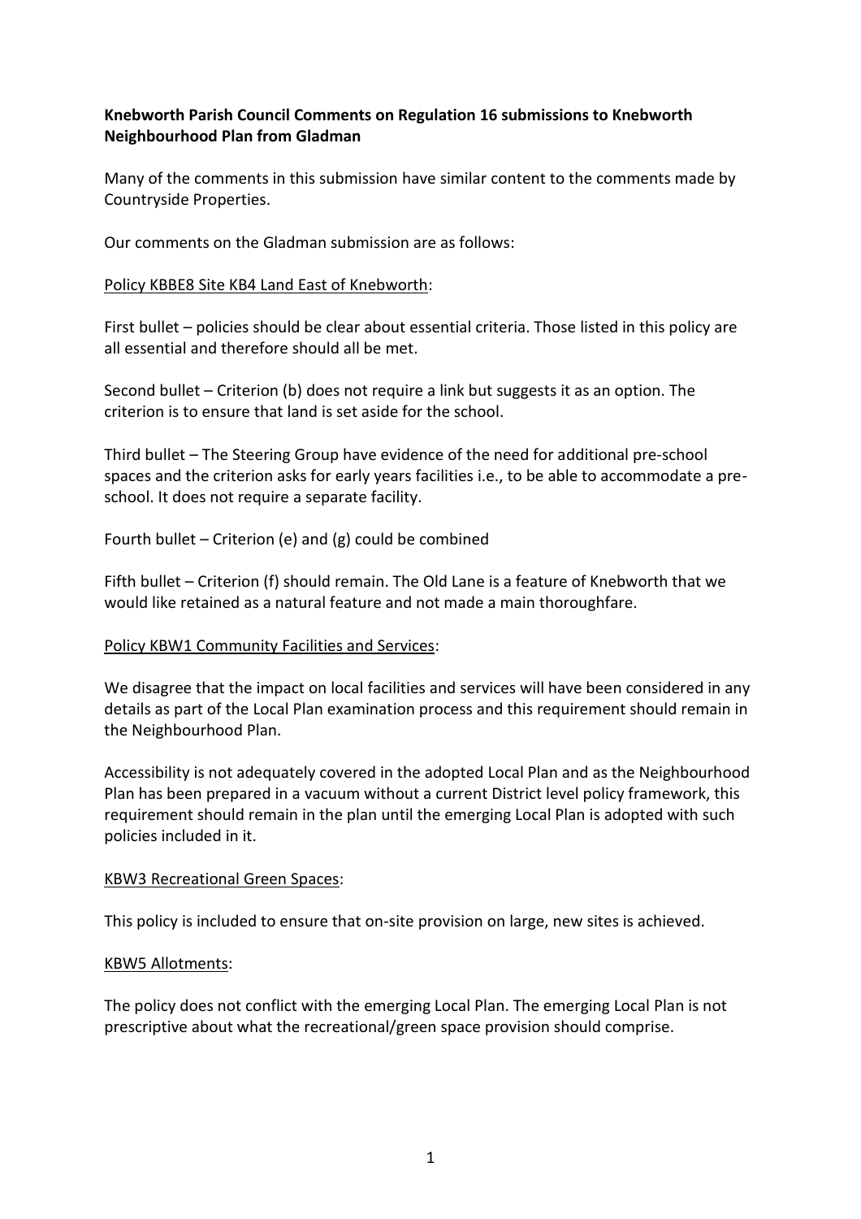**Knebworth Parish Council Comments on Regulation 16 submissions to Knebworth Neighbourhood Plan from Gladman**

Many of the comments in this submission have similar content to the comments made by Countryside Properties.

Our comments on the Gladman submission are as follows:

<u>Policy KBBE8 Site KB4 Land East of Knebworth</u>:

First bullet – policies should be clear about essential criteria. Those listed in this policy are all essential and therefore should all be met.

Second bullet – Criterion (b) does not require a link but suggests it as an option. The criterion is to ensure that land is set aside for the school.

Third bullet – The Steering Group have evidence of the need for additional pre-school spaces and the criterion asks for early years facilities i.e., to be able to accommodate a pre-school. It does not require a separate facility.

Fourth bullet – Criterion (e) and (g) could be combined

Fifth bullet – Criterion (f) should remain. The Old Lane is a feature of Knebworth that we would like retained as a natural feature and not made a main thoroughfare.

<u>Policy KBW1 Community Facilities and Services</u>:

We disagree that the impact on local facilities and services will have been considered in any details as part of the Local Plan examination process and this requirement should remain in the Neighbourhood Plan.

Accessibility is not adequately covered in the adopted Local Plan and as the Neighbourhood Plan has been prepared in a vacuum without a current District level policy framework, this requirement should remain in the plan until the emerging Local Plan is adopted with such policies included in it.

<u>KBW3 Recreational Green Spaces</u>:

This policy is included to ensure that on-site provision on large, new sites is achieved.

<u>KBW5 Allotments</u>:

The policy does not conflict with the emerging Local Plan. The emerging Local Plan is not prescriptive about what the recreational/green space provision should comprise.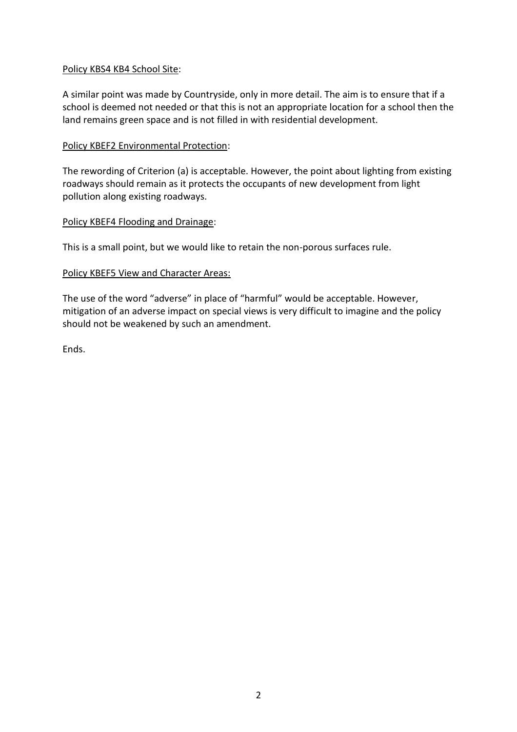<u>Policy KBS4 KB4 School Site</u>:

A similar point was made by Countryside, only in more detail. The aim is to ensure that if a school is deemed not needed or that this is not an appropriate location for a school then the land remains green space and is not filled in with residential development.

<u>Policy KBEF2 Environmental Protection</u>:

The rewording of Criterion (a) is acceptable. However, the point about lighting from existing roadways should remain as it protects the occupants of new development from light pollution along existing roadways.

<u>Policy KBEF4 Flooding and Drainage</u>:

This is a small point, but we would like to retain the non-porous surfaces rule.

<u>Policy KBEF5 View and Character Areas:</u>

The use of the word "adverse" in place of "harmful" would be acceptable. However, mitigation of an adverse impact on special views is very difficult to imagine and the policy should not be weakened by such an amendment.

Ends.